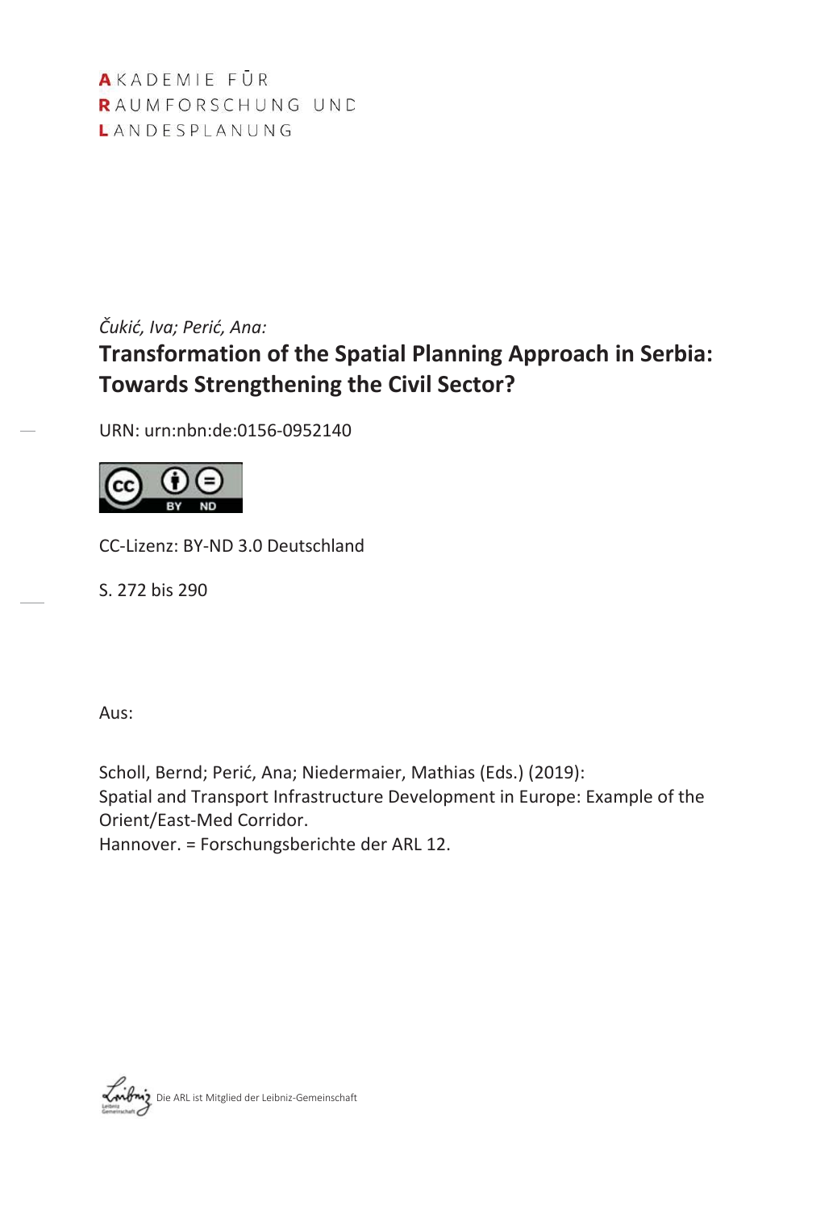AKADEMIE FÜR
RAUMFORSCHUNG UND
LANDESPLANUNG

*Čukić, Iva; Perić, Ana:*

# Transformation of the Spatial Planning Approach in Serbia: Towards Strengthening the Civil Sector?

URN: urn:nbn:de:0156-0952140

CC-Lizenz: BY-ND 3.0 Deutschland

S. 272 bis 290

Aus:

Scholl, Bernd; Perić, Ana; Niedermaier, Mathias (Eds.) (2019):
Spatial and Transport Infrastructure Development in Europe: Example of the Orient/East-Med Corridor.
Hannover. = Forschungsberichte der ARL 12.

Die ARL ist Mitglied der Leibniz-Gemeinschaft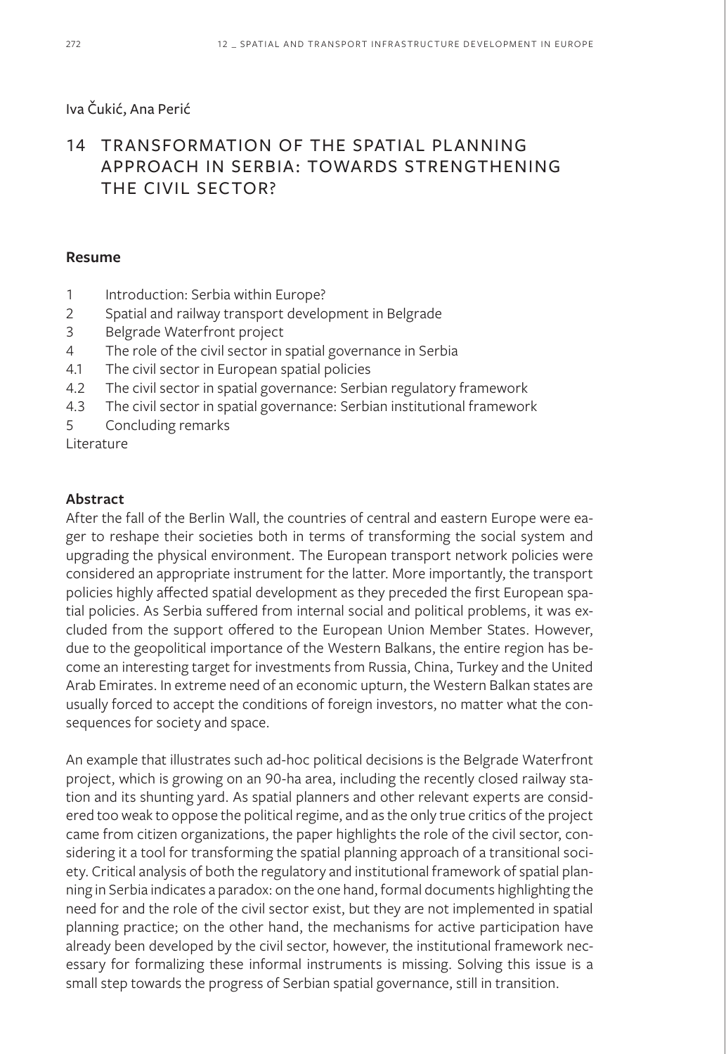Iva Čukić, Ana Perić

# 14 TRANSFORMATION OF THE SPATIAL PLANNING APPROACH IN SERBIA: TOWARDS STRENGTHENING THE CIVIL SECTOR?

## Resume

1 Introduction: Serbia within Europe?
2 Spatial and railway transport development in Belgrade
3 Belgrade Waterfront project
4 The role of the civil sector in spatial governance in Serbia
4.1 The civil sector in European spatial policies
4.2 The civil sector in spatial governance: Serbian regulatory framework
4.3 The civil sector in spatial governance: Serbian institutional framework
5 Concluding remarks
Literature

## Abstract

After the fall of the Berlin Wall, the countries of central and eastern Europe were eager to reshape their societies both in terms of transforming the social system and upgrading the physical environment. The European transport network policies were considered an appropriate instrument for the latter. More importantly, the transport policies highly affected spatial development as they preceded the first European spatial policies. As Serbia suffered from internal social and political problems, it was excluded from the support offered to the European Union Member States. However, due to the geopolitical importance of the Western Balkans, the entire region has become an interesting target for investments from Russia, China, Turkey and the United Arab Emirates. In extreme need of an economic upturn, the Western Balkan states are usually forced to accept the conditions of foreign investors, no matter what the consequences for society and space.

An example that illustrates such ad-hoc political decisions is the Belgrade Waterfront project, which is growing on an 90-ha area, including the recently closed railway station and its shunting yard. As spatial planners and other relevant experts are considered too weak to oppose the political regime, and as the only true critics of the project came from citizen organizations, the paper highlights the role of the civil sector, considering it a tool for transforming the spatial planning approach of a transitional society. Critical analysis of both the regulatory and institutional framework of spatial planning in Serbia indicates a paradox: on the one hand, formal documents highlighting the need for and the role of the civil sector exist, but they are not implemented in spatial planning practice; on the other hand, the mechanisms for active participation have already been developed by the civil sector, however, the institutional framework necessary for formalizing these informal instruments is missing. Solving this issue is a small step towards the progress of Serbian spatial governance, still in transition.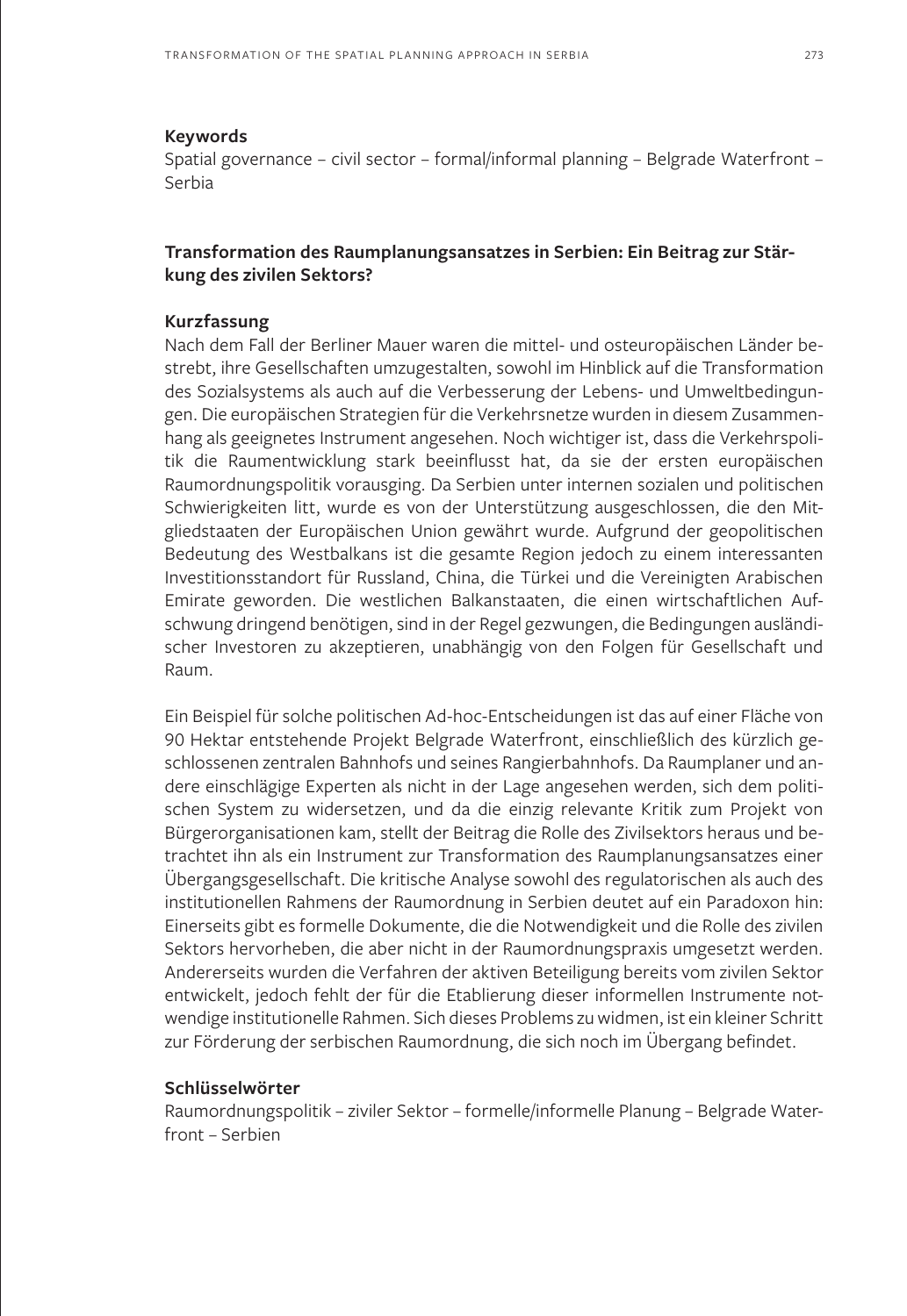**Keywords**

Spatial governance – civil sector – formal/informal planning – Belgrade Waterfront – Serbia

## Transformation des Raumplanungsansatzes in Serbien: Ein Beitrag zur Stärkung des zivilen Sektors?

**Kurzfassung**

Nach dem Fall der Berliner Mauer waren die mittel- und osteuropäischen Länder bestrebt, ihre Gesellschaften umzugestalten, sowohl im Hinblick auf die Transformation des Sozialsystems als auch auf die Verbesserung der Lebens- und Umweltbedingungen. Die europäischen Strategien für die Verkehrsnetze wurden in diesem Zusammenhang als geeignetes Instrument angesehen. Noch wichtiger ist, dass die Verkehrspolitik die Raumentwicklung stark beeinflusst hat, da sie der ersten europäischen Raumordnungspolitik vorausging. Da Serbien unter internen sozialen und politischen Schwierigkeiten litt, wurde es von der Unterstützung ausgeschlossen, die den Mitgliedstaaten der Europäischen Union gewährt wurde. Aufgrund der geopolitischen Bedeutung des Westbalkans ist die gesamte Region jedoch zu einem interessanten Investitionsstandort für Russland, China, die Türkei und die Vereinigten Arabischen Emirate geworden. Die westlichen Balkanstaaten, die einen wirtschaftlichen Aufschwung dringend benötigen, sind in der Regel gezwungen, die Bedingungen ausländischer Investoren zu akzeptieren, unabhängig von den Folgen für Gesellschaft und Raum.

Ein Beispiel für solche politischen Ad-hoc-Entscheidungen ist das auf einer Fläche von 90 Hektar entstehende Projekt Belgrade Waterfront, einschließlich des kürzlich geschlossenen zentralen Bahnhofs und seines Rangierbahnhofs. Da Raumplaner und andere einschlägige Experten als nicht in der Lage angesehen werden, sich dem politischen System zu widersetzen, und da die einzig relevante Kritik zum Projekt von Bürgerorganisationen kam, stellt der Beitrag die Rolle des Zivilsektors heraus und betrachtet ihn als ein Instrument zur Transformation des Raumplanungsansatzes einer Übergangsgesellschaft. Die kritische Analyse sowohl des regulatorischen als auch des institutionellen Rahmens der Raumordnung in Serbien deutet auf ein Paradoxon hin: Einerseits gibt es formelle Dokumente, die die Notwendigkeit und die Rolle des zivilen Sektors hervorheben, die aber nicht in der Raumordnungspraxis umgesetzt werden. Andererseits wurden die Verfahren der aktiven Beteiligung bereits vom zivilen Sektor entwickelt, jedoch fehlt der für die Etablierung dieser informellen Instrumente notwendige institutionelle Rahmen. Sich dieses Problems zu widmen, ist ein kleiner Schritt zur Förderung der serbischen Raumordnung, die sich noch im Übergang befindet.

**Schlüsselwörter**

Raumordnungspolitik – ziviler Sektor – formelle/informelle Planung – Belgrade Waterfront – Serbien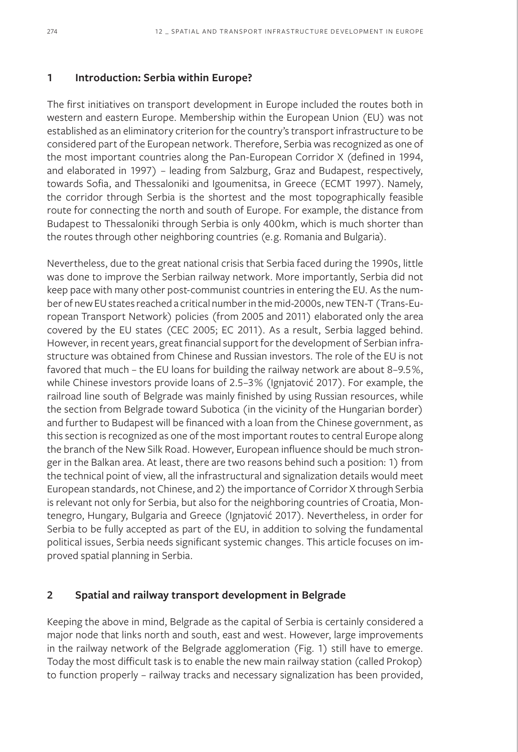## 1 Introduction: Serbia within Europe?

The first initiatives on transport development in Europe included the routes both in western and eastern Europe. Membership within the European Union (EU) was not established as an eliminatory criterion for the country's transport infrastructure to be considered part of the European network. Therefore, Serbia was recognized as one of the most important countries along the Pan-European Corridor X (defined in 1994, and elaborated in 1997) – leading from Salzburg, Graz and Budapest, respectively, towards Sofia, and Thessaloniki and Igoumenitsa, in Greece (ECMT 1997). Namely, the corridor through Serbia is the shortest and the most topographically feasible route for connecting the north and south of Europe. For example, the distance from Budapest to Thessaloniki through Serbia is only 400 km, which is much shorter than the routes through other neighboring countries (e.g. Romania and Bulgaria).

Nevertheless, due to the great national crisis that Serbia faced during the 1990s, little was done to improve the Serbian railway network. More importantly, Serbia did not keep pace with many other post-communist countries in entering the EU. As the number of new EU states reached a critical number in the mid-2000s, new TEN-T (Trans-European Transport Network) policies (from 2005 and 2011) elaborated only the area covered by the EU states (CEC 2005; EC 2011). As a result, Serbia lagged behind. However, in recent years, great financial support for the development of Serbian infrastructure was obtained from Chinese and Russian investors. The role of the EU is not favored that much – the EU loans for building the railway network are about 8–9.5%, while Chinese investors provide loans of 2.5–3% (Ignjatović 2017). For example, the railroad line south of Belgrade was mainly finished by using Russian resources, while the section from Belgrade toward Subotica (in the vicinity of the Hungarian border) and further to Budapest will be financed with a loan from the Chinese government, as this section is recognized as one of the most important routes to central Europe along the branch of the New Silk Road. However, European influence should be much stronger in the Balkan area. At least, there are two reasons behind such a position: 1) from the technical point of view, all the infrastructural and signalization details would meet European standards, not Chinese, and 2) the importance of Corridor X through Serbia is relevant not only for Serbia, but also for the neighboring countries of Croatia, Montenegro, Hungary, Bulgaria and Greece (Ignjatović 2017). Nevertheless, in order for Serbia to be fully accepted as part of the EU, in addition to solving the fundamental political issues, Serbia needs significant systemic changes. This article focuses on improved spatial planning in Serbia.

## 2 Spatial and railway transport development in Belgrade

Keeping the above in mind, Belgrade as the capital of Serbia is certainly considered a major node that links north and south, east and west. However, large improvements in the railway network of the Belgrade agglomeration (Fig. 1) still have to emerge. Today the most difficult task is to enable the new main railway station (called Prokop) to function properly – railway tracks and necessary signalization has been provided,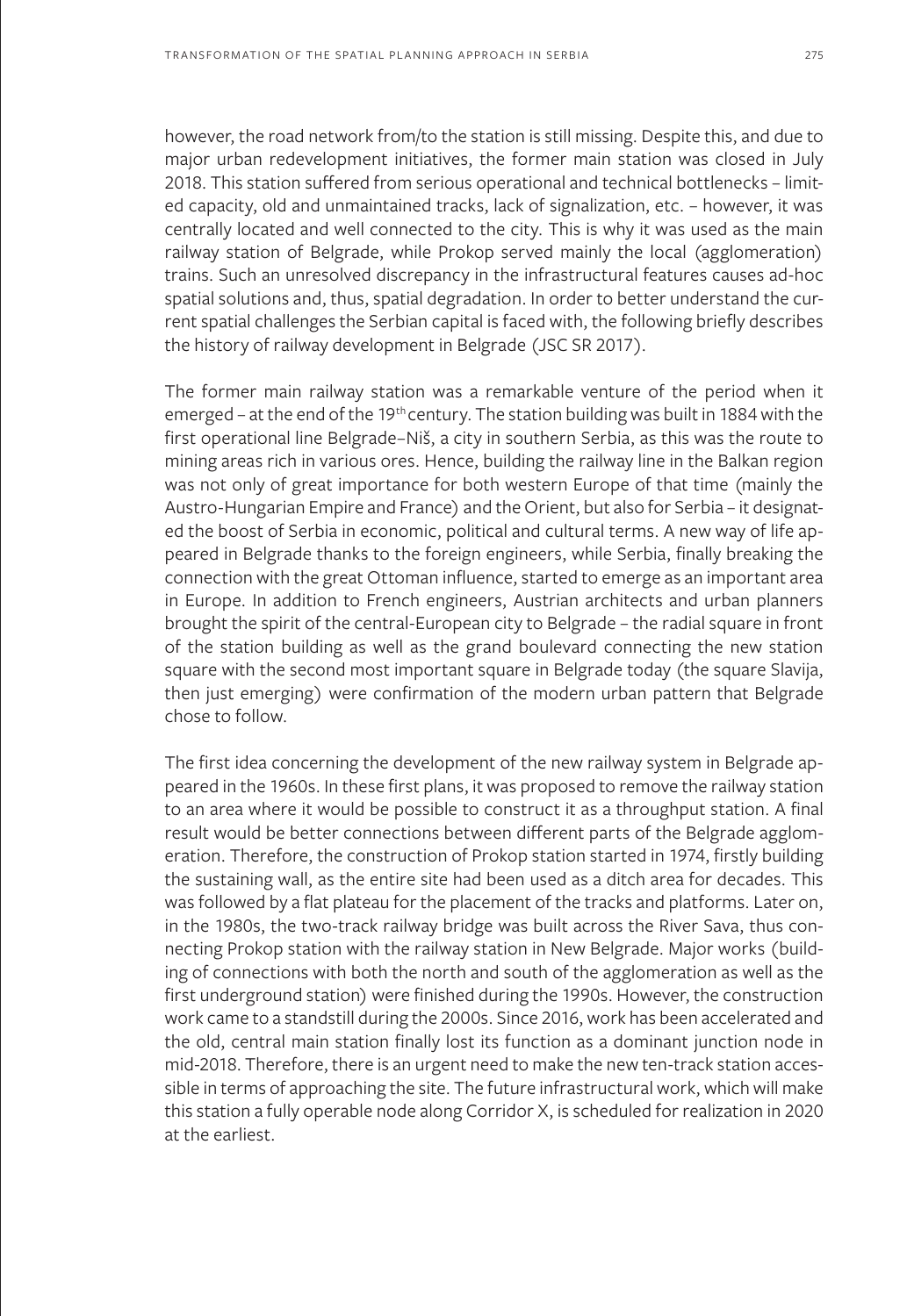however, the road network from/to the station is still missing. Despite this, and due to major urban redevelopment initiatives, the former main station was closed in July 2018. This station suffered from serious operational and technical bottlenecks – limited capacity, old and unmaintained tracks, lack of signalization, etc. – however, it was centrally located and well connected to the city. This is why it was used as the main railway station of Belgrade, while Prokop served mainly the local (agglomeration) trains. Such an unresolved discrepancy in the infrastructural features causes ad-hoc spatial solutions and, thus, spatial degradation. In order to better understand the current spatial challenges the Serbian capital is faced with, the following briefly describes the history of railway development in Belgrade (JSC SR 2017).

The former main railway station was a remarkable venture of the period when it emerged – at the end of the 19th century. The station building was built in 1884 with the first operational line Belgrade–Niš, a city in southern Serbia, as this was the route to mining areas rich in various ores. Hence, building the railway line in the Balkan region was not only of great importance for both western Europe of that time (mainly the Austro-Hungarian Empire and France) and the Orient, but also for Serbia – it designated the boost of Serbia in economic, political and cultural terms. A new way of life appeared in Belgrade thanks to the foreign engineers, while Serbia, finally breaking the connection with the great Ottoman influence, started to emerge as an important area in Europe. In addition to French engineers, Austrian architects and urban planners brought the spirit of the central-European city to Belgrade – the radial square in front of the station building as well as the grand boulevard connecting the new station square with the second most important square in Belgrade today (the square Slavija, then just emerging) were confirmation of the modern urban pattern that Belgrade chose to follow.

The first idea concerning the development of the new railway system in Belgrade appeared in the 1960s. In these first plans, it was proposed to remove the railway station to an area where it would be possible to construct it as a throughput station. A final result would be better connections between different parts of the Belgrade agglomeration. Therefore, the construction of Prokop station started in 1974, firstly building the sustaining wall, as the entire site had been used as a ditch area for decades. This was followed by a flat plateau for the placement of the tracks and platforms. Later on, in the 1980s, the two-track railway bridge was built across the River Sava, thus connecting Prokop station with the railway station in New Belgrade. Major works (building of connections with both the north and south of the agglomeration as well as the first underground station) were finished during the 1990s. However, the construction work came to a standstill during the 2000s. Since 2016, work has been accelerated and the old, central main station finally lost its function as a dominant junction node in mid-2018. Therefore, there is an urgent need to make the new ten-track station accessible in terms of approaching the site. The future infrastructural work, which will make this station a fully operable node along Corridor X, is scheduled for realization in 2020 at the earliest.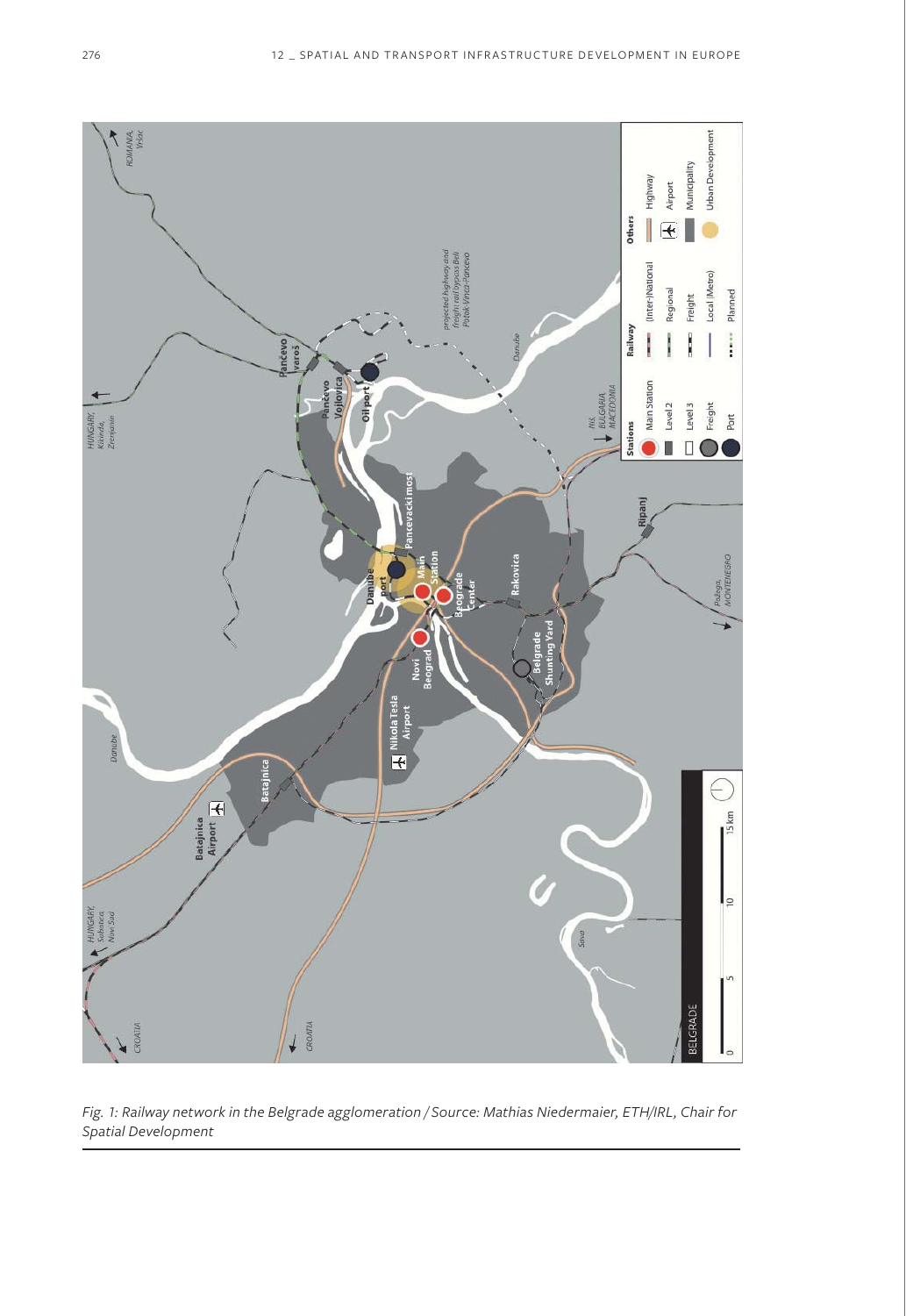Fig. 1: Railway network in the Belgrade agglomeration / Source: Mathias Niedermaier, ETH/IRL, Chair for Spatial Development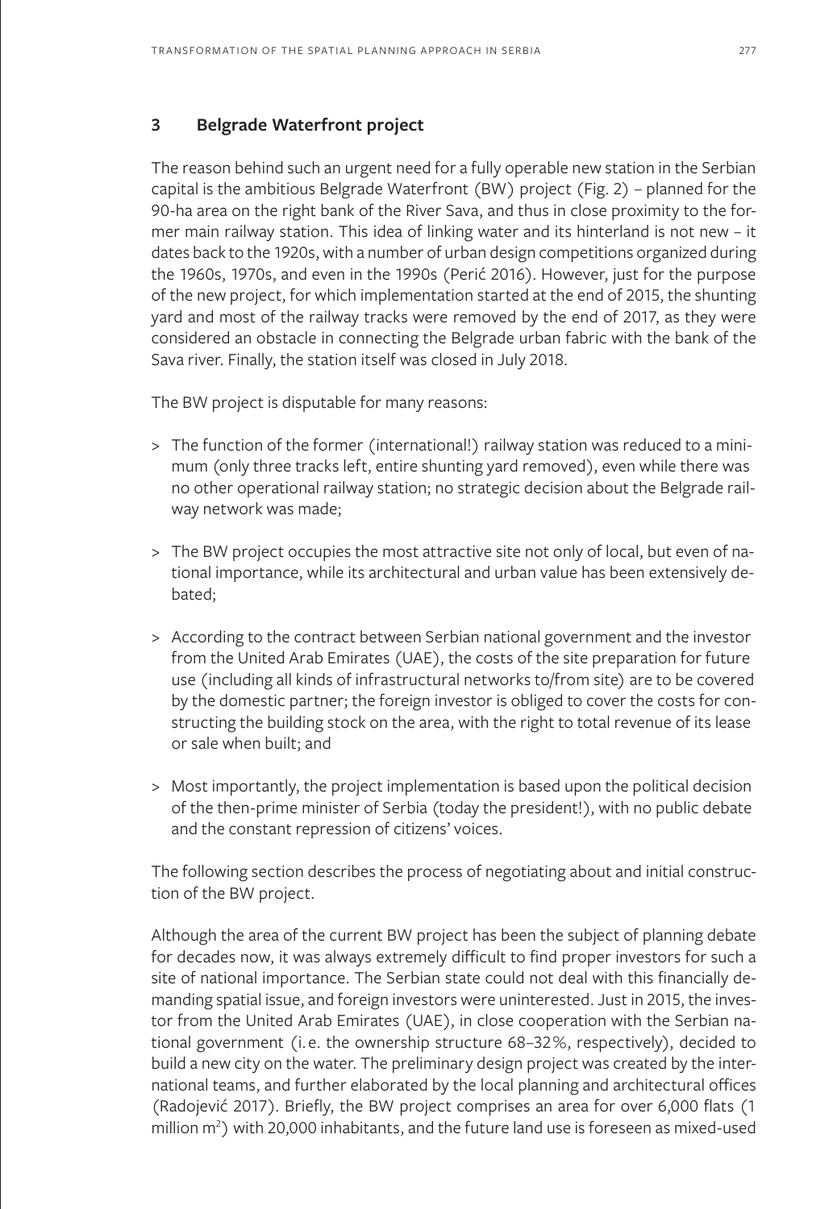## 3 Belgrade Waterfront project

The reason behind such an urgent need for a fully operable new station in the Serbian capital is the ambitious Belgrade Waterfront (BW) project (Fig. 2) – planned for the 90-ha area on the right bank of the River Sava, and thus in close proximity to the former main railway station. This idea of linking water and its hinterland is not new – it dates back to the 1920s, with a number of urban design competitions organized during the 1960s, 1970s, and even in the 1990s (Perić 2016). However, just for the purpose of the new project, for which implementation started at the end of 2015, the shunting yard and most of the railway tracks were removed by the end of 2017, as they were considered an obstacle in connecting the Belgrade urban fabric with the bank of the Sava river. Finally, the station itself was closed in July 2018.

The BW project is disputable for many reasons:

> The function of the former (international!) railway station was reduced to a minimum (only three tracks left, entire shunting yard removed), even while there was no other operational railway station; no strategic decision about the Belgrade railway network was made;

> The BW project occupies the most attractive site not only of local, but even of national importance, while its architectural and urban value has been extensively debated;

> According to the contract between Serbian national government and the investor from the United Arab Emirates (UAE), the costs of the site preparation for future use (including all kinds of infrastructural networks to/from site) are to be covered by the domestic partner; the foreign investor is obliged to cover the costs for constructing the building stock on the area, with the right to total revenue of its lease or sale when built; and

> Most importantly, the project implementation is based upon the political decision of the then-prime minister of Serbia (today the president!), with no public debate and the constant repression of citizens' voices.

The following section describes the process of negotiating about and initial construction of the BW project.

Although the area of the current BW project has been the subject of planning debate for decades now, it was always extremely difficult to find proper investors for such a site of national importance. The Serbian state could not deal with this financially demanding spatial issue, and foreign investors were uninterested. Just in 2015, the investor from the United Arab Emirates (UAE), in close cooperation with the Serbian national government (i. e. the ownership structure 68–32%, respectively), decided to build a new city on the water. The preliminary design project was created by the international teams, and further elaborated by the local planning and architectural offices (Radojević 2017). Briefly, the BW project comprises an area for over 6,000 flats (1 million m$^2$) with 20,000 inhabitants, and the future land use is foreseen as mixed-used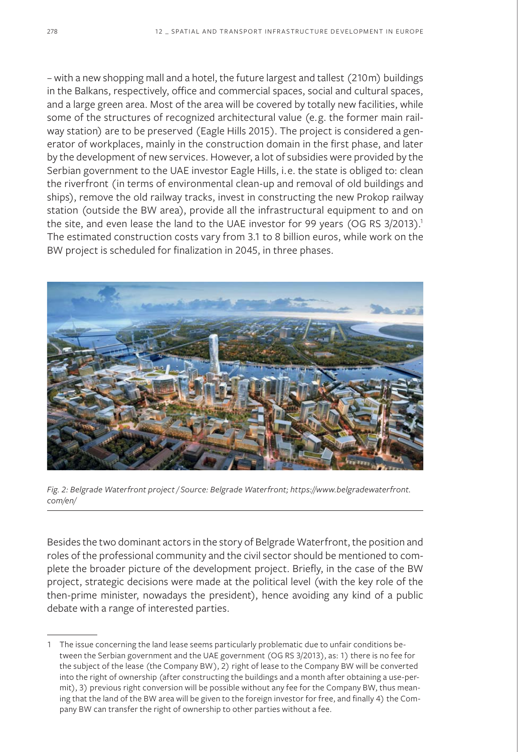– with a new shopping mall and a hotel, the future largest and tallest (210m) buildings in the Balkans, respectively, office and commercial spaces, social and cultural spaces, and a large green area. Most of the area will be covered by totally new facilities, while some of the structures of recognized architectural value (e.g. the former main railway station) are to be preserved (Eagle Hills 2015). The project is considered a generator of workplaces, mainly in the construction domain in the first phase, and later by the development of new services. However, a lot of subsidies were provided by the Serbian government to the UAE investor Eagle Hills, i.e. the state is obliged to: clean the riverfront (in terms of environmental clean-up and removal of old buildings and ships), remove the old railway tracks, invest in constructing the new Prokop railway station (outside the BW area), provide all the infrastructural equipment to and on the site, and even lease the land to the UAE investor for 99 years (OG RS 3/2013).[1] The estimated construction costs vary from 3.1 to 8 billion euros, while work on the BW project is scheduled for finalization in 2045, in three phases.

*Fig. 2: Belgrade Waterfront project / Source: Belgrade Waterfront; https://www.belgradewaterfront.com/en/*

Besides the two dominant actors in the story of Belgrade Waterfront, the position and roles of the professional community and the civil sector should be mentioned to complete the broader picture of the development project. Briefly, in the case of the BW project, strategic decisions were made at the political level (with the key role of the then-prime minister, nowadays the president), hence avoiding any kind of a public debate with a range of interested parties.

---

1 The issue concerning the land lease seems particularly problematic due to unfair conditions between the Serbian government and the UAE government (OG RS 3/2013), as: 1) there is no fee for the subject of the lease (the Company BW), 2) right of lease to the Company BW will be converted into the right of ownership (after constructing the buildings and a month after obtaining a use-permit), 3) previous right conversion will be possible without any fee for the Company BW, thus meaning that the land of the BW area will be given to the foreign investor for free, and finally 4) the Company BW can transfer the right of ownership to other parties without a fee.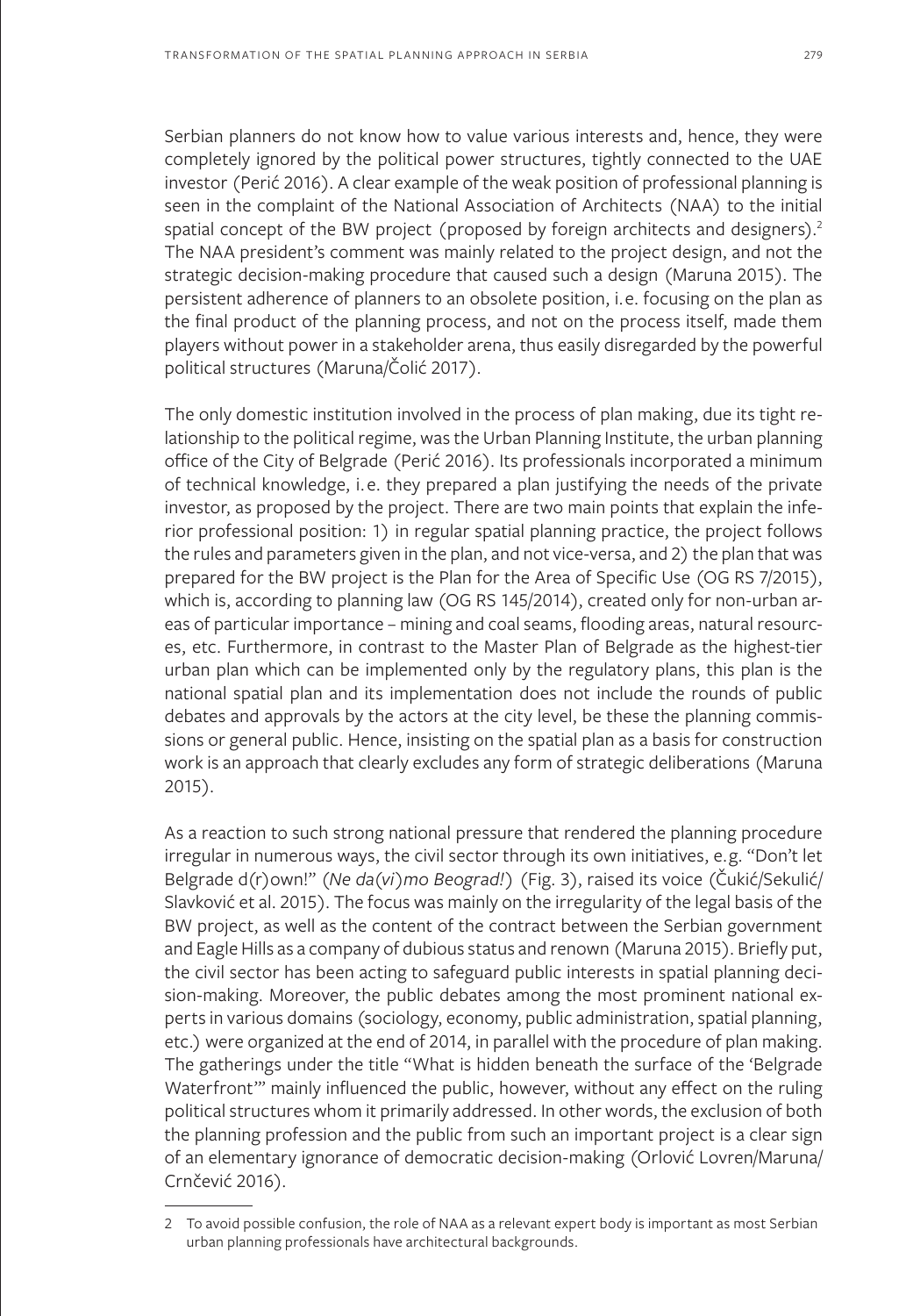Serbian planners do not know how to value various interests and, hence, they were completely ignored by the political power structures, tightly connected to the UAE investor (Perić 2016). A clear example of the weak position of professional planning is seen in the complaint of the National Association of Architects (NAA) to the initial spatial concept of the BW project (proposed by foreign architects and designers).[2] The NAA president's comment was mainly related to the project design, and not the strategic decision-making procedure that caused such a design (Maruna 2015). The persistent adherence of planners to an obsolete position, i. e. focusing on the plan as the final product of the planning process, and not on the process itself, made them players without power in a stakeholder arena, thus easily disregarded by the powerful political structures (Maruna/Čolić 2017).

The only domestic institution involved in the process of plan making, due its tight relationship to the political regime, was the Urban Planning Institute, the urban planning office of the City of Belgrade (Perić 2016). Its professionals incorporated a minimum of technical knowledge, i. e. they prepared a plan justifying the needs of the private investor, as proposed by the project. There are two main points that explain the inferior professional position: 1) in regular spatial planning practice, the project follows the rules and parameters given in the plan, and not vice-versa, and 2) the plan that was prepared for the BW project is the Plan for the Area of Specific Use (OG RS 7/2015), which is, according to planning law (OG RS 145/2014), created only for non-urban areas of particular importance – mining and coal seams, flooding areas, natural resources, etc. Furthermore, in contrast to the Master Plan of Belgrade as the highest-tier urban plan which can be implemented only by the regulatory plans, this plan is the national spatial plan and its implementation does not include the rounds of public debates and approvals by the actors at the city level, be these the planning commissions or general public. Hence, insisting on the spatial plan as a basis for construction work is an approach that clearly excludes any form of strategic deliberations (Maruna 2015).

As a reaction to such strong national pressure that rendered the planning procedure irregular in numerous ways, the civil sector through its own initiatives, e. g. "Don't let Belgrade d(r)own!" (*Ne da(vi)mo Beograd!*) (Fig. 3), raised its voice (Čukić/Sekulić/Slavković et al. 2015). The focus was mainly on the irregularity of the legal basis of the BW project, as well as the content of the contract between the Serbian government and Eagle Hills as a company of dubious status and renown (Maruna 2015). Briefly put, the civil sector has been acting to safeguard public interests in spatial planning decision-making. Moreover, the public debates among the most prominent national experts in various domains (sociology, economy, public administration, spatial planning, etc.) were organized at the end of 2014, in parallel with the procedure of plan making. The gatherings under the title "What is hidden beneath the surface of the 'Belgrade Waterfront'" mainly influenced the public, however, without any effect on the ruling political structures whom it primarily addressed. In other words, the exclusion of both the planning profession and the public from such an important project is a clear sign of an elementary ignorance of democratic decision-making (Orlović Lovren/Maruna/Crnčević 2016).

---

2 To avoid possible confusion, the role of NAA as a relevant expert body is important as most Serbian urban planning professionals have architectural backgrounds.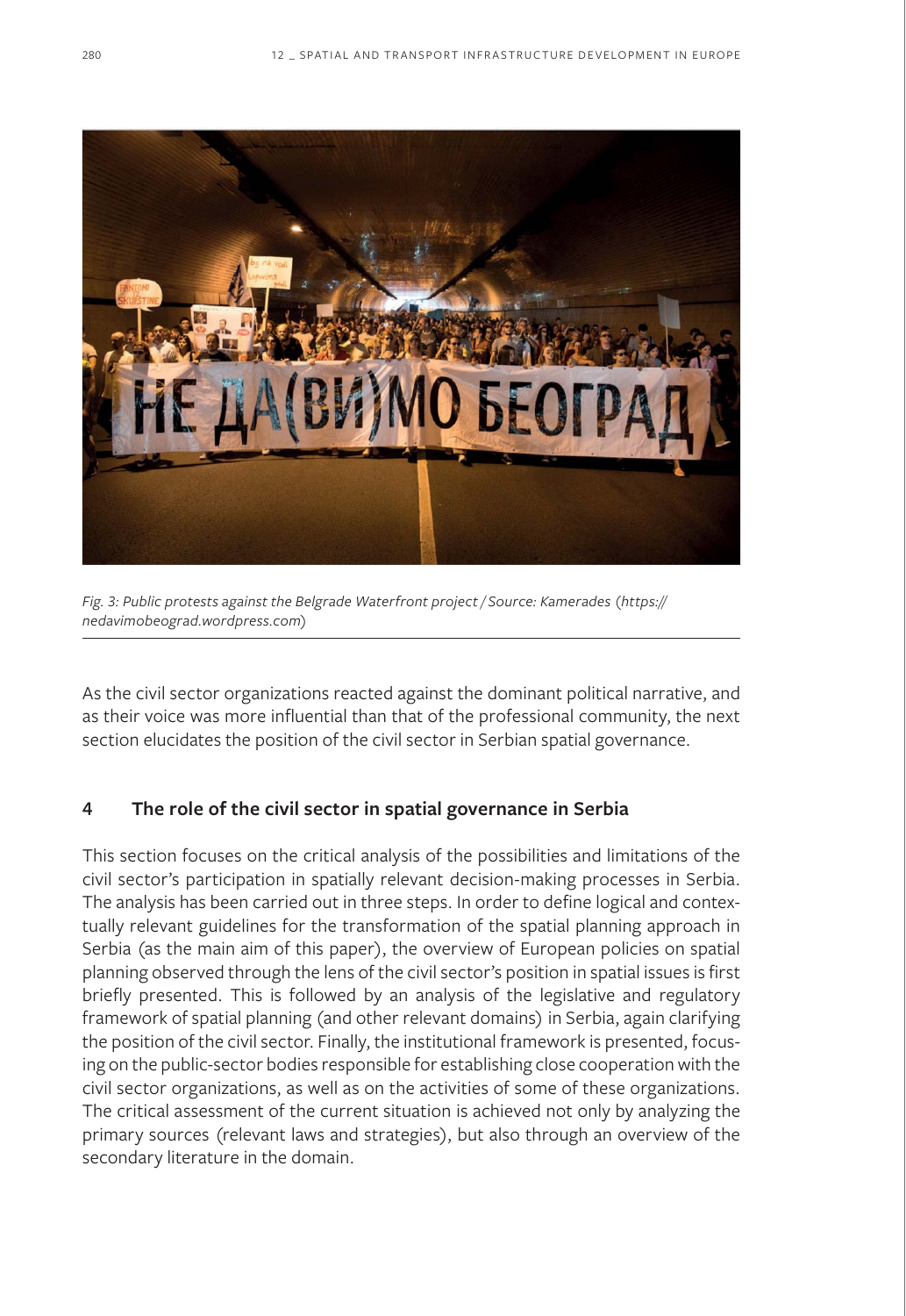Fig. 3: Public protests against the Belgrade Waterfront project / Source: Kamerades (https://nedavimobeograd.wordpress.com)

As the civil sector organizations reacted against the dominant political narrative, and as their voice was more influential than that of the professional community, the next section elucidates the position of the civil sector in Serbian spatial governance.

## 4 The role of the civil sector in spatial governance in Serbia

This section focuses on the critical analysis of the possibilities and limitations of the civil sector's participation in spatially relevant decision-making processes in Serbia. The analysis has been carried out in three steps. In order to define logical and contextually relevant guidelines for the transformation of the spatial planning approach in Serbia (as the main aim of this paper), the overview of European policies on spatial planning observed through the lens of the civil sector's position in spatial issues is first briefly presented. This is followed by an analysis of the legislative and regulatory framework of spatial planning (and other relevant domains) in Serbia, again clarifying the position of the civil sector. Finally, the institutional framework is presented, focusing on the public-sector bodies responsible for establishing close cooperation with the civil sector organizations, as well as on the activities of some of these organizations. The critical assessment of the current situation is achieved not only by analyzing the primary sources (relevant laws and strategies), but also through an overview of the secondary literature in the domain.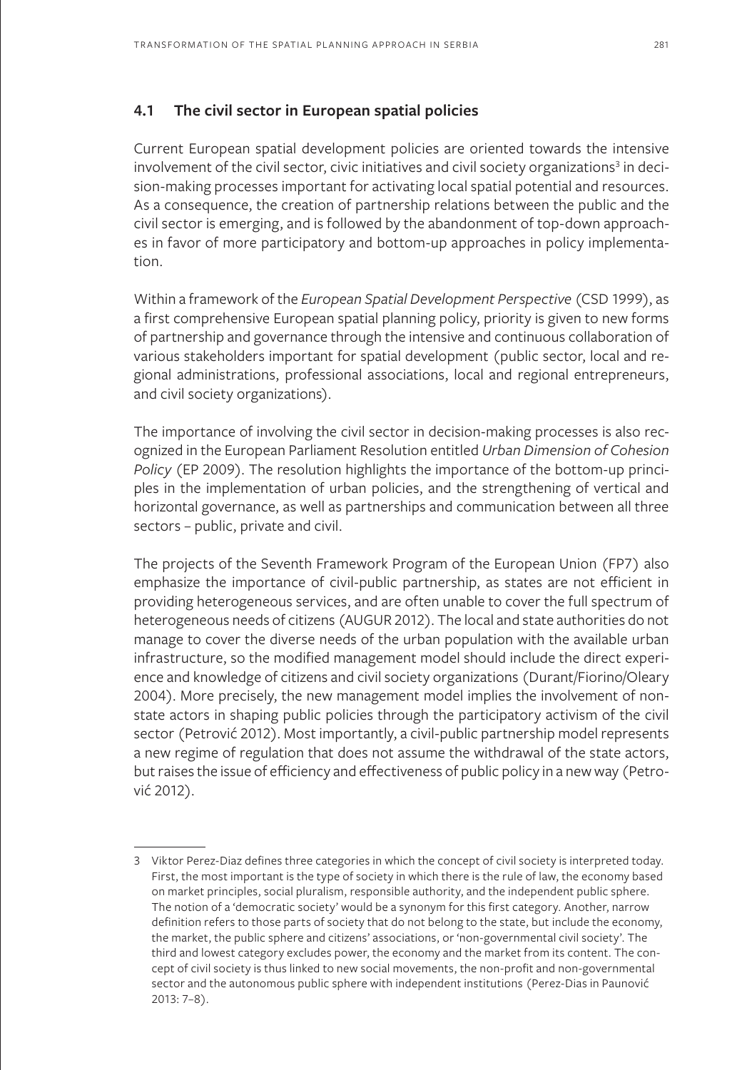## 4.1 The civil sector in European spatial policies

Current European spatial development policies are oriented towards the intensive involvement of the civil sector, civic initiatives and civil society organizations[3] in decision-making processes important for activating local spatial potential and resources. As a consequence, the creation of partnership relations between the public and the civil sector is emerging, and is followed by the abandonment of top-down approaches in favor of more participatory and bottom-up approaches in policy implementation.

Within a framework of the *European Spatial Development Perspective* (CSD 1999), as a first comprehensive European spatial planning policy, priority is given to new forms of partnership and governance through the intensive and continuous collaboration of various stakeholders important for spatial development (public sector, local and regional administrations, professional associations, local and regional entrepreneurs, and civil society organizations).

The importance of involving the civil sector in decision-making processes is also recognized in the European Parliament Resolution entitled *Urban Dimension of Cohesion Policy* (EP 2009). The resolution highlights the importance of the bottom-up principles in the implementation of urban policies, and the strengthening of vertical and horizontal governance, as well as partnerships and communication between all three sectors – public, private and civil.

The projects of the Seventh Framework Program of the European Union (FP7) also emphasize the importance of civil-public partnership, as states are not efficient in providing heterogeneous services, and are often unable to cover the full spectrum of heterogeneous needs of citizens (AUGUR 2012). The local and state authorities do not manage to cover the diverse needs of the urban population with the available urban infrastructure, so the modified management model should include the direct experience and knowledge of citizens and civil society organizations (Durant/Fiorino/Oleary 2004). More precisely, the new management model implies the involvement of non-state actors in shaping public policies through the participatory activism of the civil sector (Petrović 2012). Most importantly, a civil-public partnership model represents a new regime of regulation that does not assume the withdrawal of the state actors, but raises the issue of efficiency and effectiveness of public policy in a new way (Petrović 2012).

---

3 Viktor Perez-Diaz defines three categories in which the concept of civil society is interpreted today. First, the most important is the type of society in which there is the rule of law, the economy based on market principles, social pluralism, responsible authority, and the independent public sphere. The notion of a 'democratic society' would be a synonym for this first category. Another, narrow definition refers to those parts of society that do not belong to the state, but include the economy, the market, the public sphere and citizens' associations, or 'non-governmental civil society'. The third and lowest category excludes power, the economy and the market from its content. The concept of civil society is thus linked to new social movements, the non-profit and non-governmental sector and the autonomous public sphere with independent institutions (Perez-Dias in Paunović 2013: 7–8).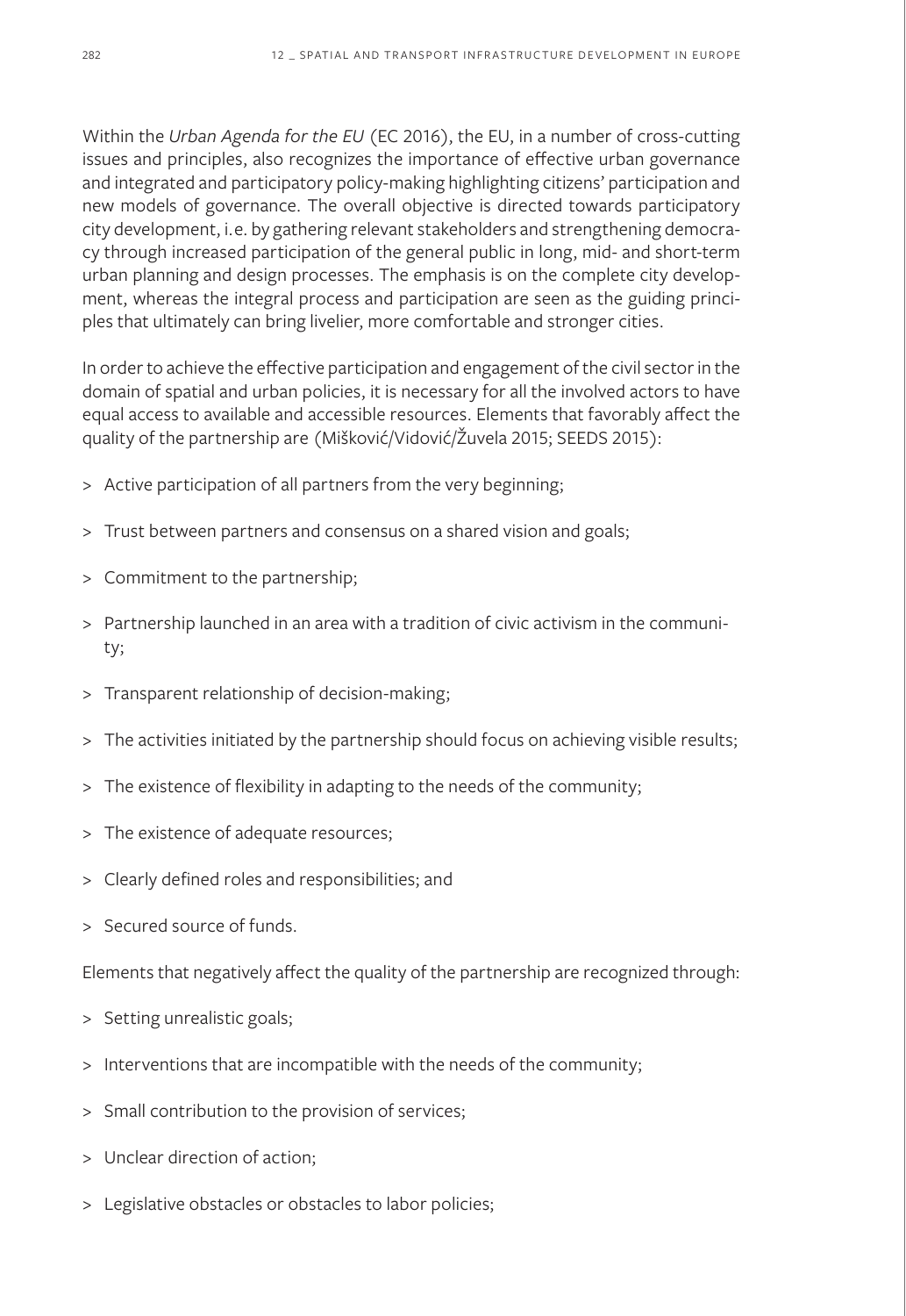Within the *Urban Agenda for the EU* (EC 2016), the EU, in a number of cross-cutting issues and principles, also recognizes the importance of effective urban governance and integrated and participatory policy-making highlighting citizens' participation and new models of governance. The overall objective is directed towards participatory city development, i.e. by gathering relevant stakeholders and strengthening democracy through increased participation of the general public in long, mid- and short-term urban planning and design processes. The emphasis is on the complete city development, whereas the integral process and participation are seen as the guiding principles that ultimately can bring livelier, more comfortable and stronger cities.

In order to achieve the effective participation and engagement of the civil sector in the domain of spatial and urban policies, it is necessary for all the involved actors to have equal access to available and accessible resources. Elements that favorably affect the quality of the partnership are (Mišković/Vidović/Žuvela 2015; SEEDS 2015):

> Active participation of all partners from the very beginning;

> Trust between partners and consensus on a shared vision and goals;

> Commitment to the partnership;

> Partnership launched in an area with a tradition of civic activism in the community;

> Transparent relationship of decision-making;

> The activities initiated by the partnership should focus on achieving visible results;

> The existence of flexibility in adapting to the needs of the community;

> The existence of adequate resources;

> Clearly defined roles and responsibilities; and

> Secured source of funds.

Elements that negatively affect the quality of the partnership are recognized through:

> Setting unrealistic goals;

> Interventions that are incompatible with the needs of the community;

> Small contribution to the provision of services;

> Unclear direction of action;

> Legislative obstacles or obstacles to labor policies;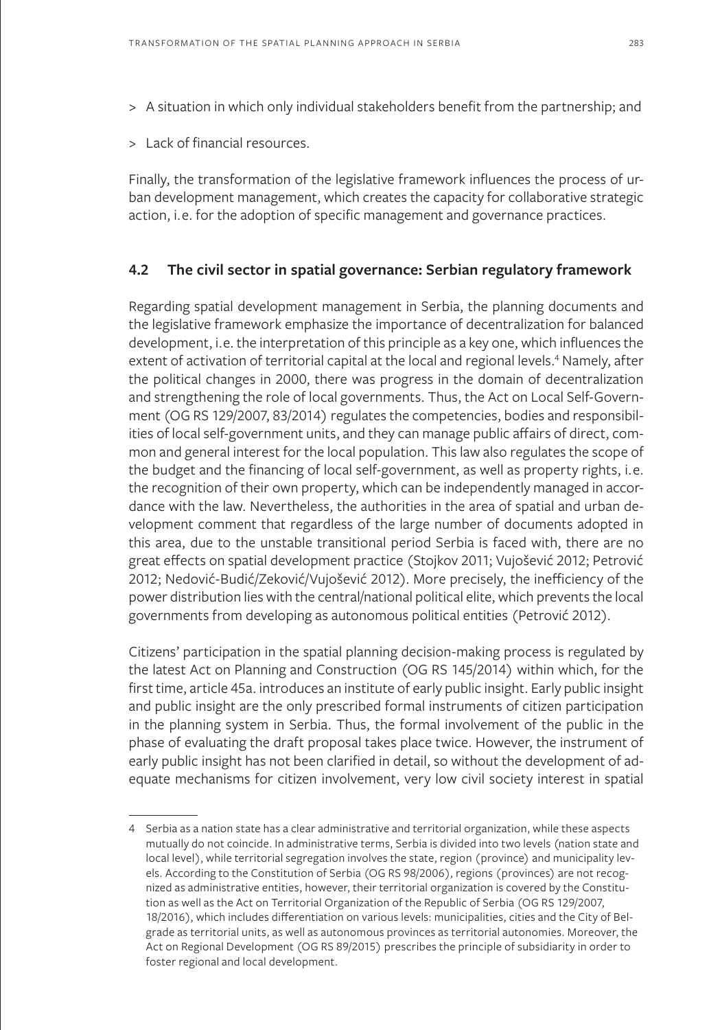> A situation in which only individual stakeholders benefit from the partnership; and

> Lack of financial resources.

Finally, the transformation of the legislative framework influences the process of urban development management, which creates the capacity for collaborative strategic action, i.e. for the adoption of specific management and governance practices.

### 4.2 The civil sector in spatial governance: Serbian regulatory framework

Regarding spatial development management in Serbia, the planning documents and the legislative framework emphasize the importance of decentralization for balanced development, i.e. the interpretation of this principle as a key one, which influences the extent of activation of territorial capital at the local and regional levels.[4] Namely, after the political changes in 2000, there was progress in the domain of decentralization and strengthening the role of local governments. Thus, the Act on Local Self-Government (OG RS 129/2007, 83/2014) regulates the competencies, bodies and responsibilities of local self-government units, and they can manage public affairs of direct, common and general interest for the local population. This law also regulates the scope of the budget and the financing of local self-government, as well as property rights, i.e. the recognition of their own property, which can be independently managed in accordance with the law. Nevertheless, the authorities in the area of spatial and urban development comment that regardless of the large number of documents adopted in this area, due to the unstable transitional period Serbia is faced with, there are no great effects on spatial development practice (Stojkov 2011; Vujošević 2012; Petrović 2012; Nedović-Budić/Zeković/Vujošević 2012). More precisely, the inefficiency of the power distribution lies with the central/national political elite, which prevents the local governments from developing as autonomous political entities (Petrović 2012).

Citizens' participation in the spatial planning decision-making process is regulated by the latest Act on Planning and Construction (OG RS 145/2014) within which, for the first time, article 45a. introduces an institute of early public insight. Early public insight and public insight are the only prescribed formal instruments of citizen participation in the planning system in Serbia. Thus, the formal involvement of the public in the phase of evaluating the draft proposal takes place twice. However, the instrument of early public insight has not been clarified in detail, so without the development of adequate mechanisms for citizen involvement, very low civil society interest in spatial

---

4 Serbia as a nation state has a clear administrative and territorial organization, while these aspects mutually do not coincide. In administrative terms, Serbia is divided into two levels (nation state and local level), while territorial segregation involves the state, region (province) and municipality levels. According to the Constitution of Serbia (OG RS 98/2006), regions (provinces) are not recognized as administrative entities, however, their territorial organization is covered by the Constitution as well as the Act on Territorial Organization of the Republic of Serbia (OG RS 129/2007, 18/2016), which includes differentiation on various levels: municipalities, cities and the City of Belgrade as territorial units, as well as autonomous provinces as territorial autonomies. Moreover, the Act on Regional Development (OG RS 89/2015) prescribes the principle of subsidiarity in order to foster regional and local development.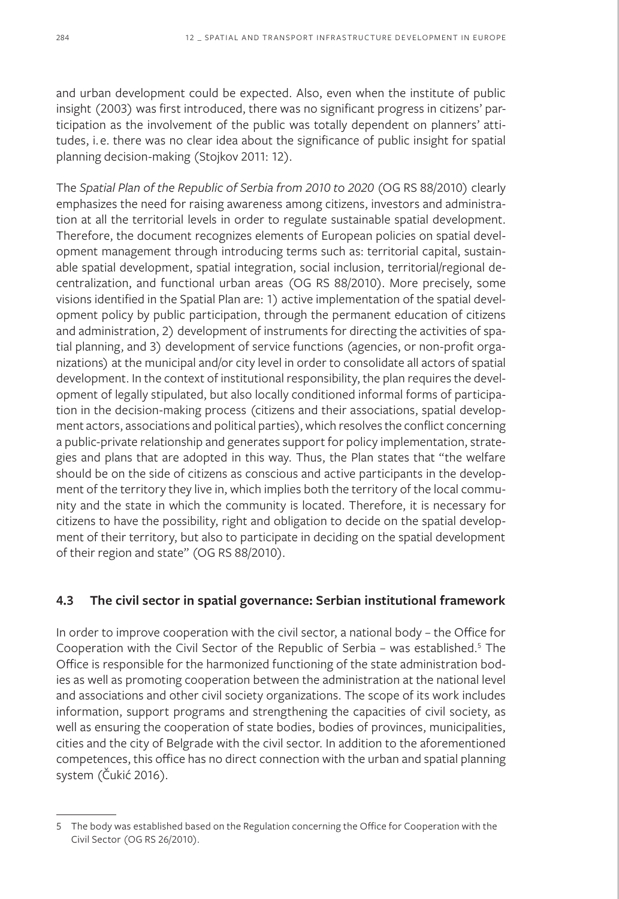and urban development could be expected. Also, even when the institute of public insight (2003) was first introduced, there was no significant progress in citizens' participation as the involvement of the public was totally dependent on planners' attitudes, i.e. there was no clear idea about the significance of public insight for spatial planning decision-making (Stojkov 2011: 12).

The *Spatial Plan of the Republic of Serbia from 2010 to 2020* (OG RS 88/2010) clearly emphasizes the need for raising awareness among citizens, investors and administration at all the territorial levels in order to regulate sustainable spatial development. Therefore, the document recognizes elements of European policies on spatial development management through introducing terms such as: territorial capital, sustainable spatial development, spatial integration, social inclusion, territorial/regional decentralization, and functional urban areas (OG RS 88/2010). More precisely, some visions identified in the Spatial Plan are: 1) active implementation of the spatial development policy by public participation, through the permanent education of citizens and administration, 2) development of instruments for directing the activities of spatial planning, and 3) development of service functions (agencies, or non-profit organizations) at the municipal and/or city level in order to consolidate all actors of spatial development. In the context of institutional responsibility, the plan requires the development of legally stipulated, but also locally conditioned informal forms of participation in the decision-making process (citizens and their associations, spatial development actors, associations and political parties), which resolves the conflict concerning a public-private relationship and generates support for policy implementation, strategies and plans that are adopted in this way. Thus, the Plan states that "the welfare should be on the side of citizens as conscious and active participants in the development of the territory they live in, which implies both the territory of the local community and the state in which the community is located. Therefore, it is necessary for citizens to have the possibility, right and obligation to decide on the spatial development of their territory, but also to participate in deciding on the spatial development of their region and state" (OG RS 88/2010).

## 4.3 The civil sector in spatial governance: Serbian institutional framework

In order to improve cooperation with the civil sector, a national body – the Office for Cooperation with the Civil Sector of the Republic of Serbia – was established.[5] The Office is responsible for the harmonized functioning of the state administration bodies as well as promoting cooperation between the administration at the national level and associations and other civil society organizations. The scope of its work includes information, support programs and strengthening the capacities of civil society, as well as ensuring the cooperation of state bodies, bodies of provinces, municipalities, cities and the city of Belgrade with the civil sector. In addition to the aforementioned competences, this office has no direct connection with the urban and spatial planning system (Čukić 2016).

5 The body was established based on the Regulation concerning the Office for Cooperation with the Civil Sector (OG RS 26/2010).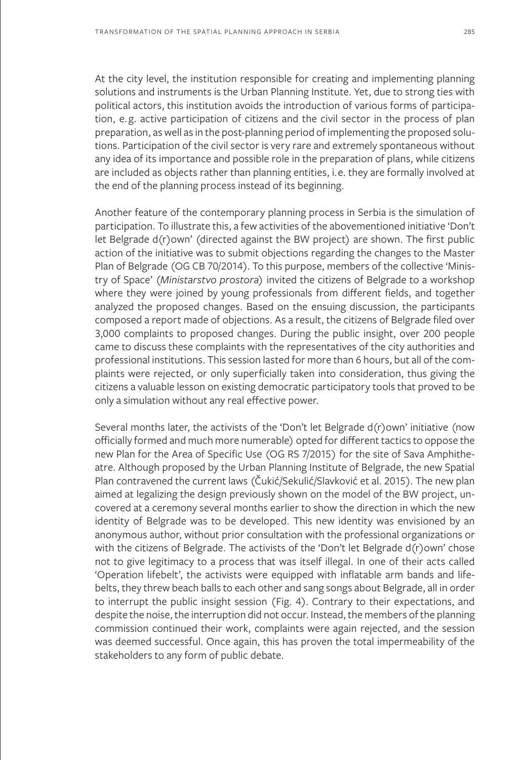At the city level, the institution responsible for creating and implementing planning solutions and instruments is the Urban Planning Institute. Yet, due to strong ties with political actors, this institution avoids the introduction of various forms of participation, e.g. active participation of citizens and the civil sector in the process of plan preparation, as well as in the post-planning period of implementing the proposed solutions. Participation of the civil sector is very rare and extremely spontaneous without any idea of its importance and possible role in the preparation of plans, while citizens are included as objects rather than planning entities, i.e. they are formally involved at the end of the planning process instead of its beginning.

Another feature of the contemporary planning process in Serbia is the simulation of participation. To illustrate this, a few activities of the abovementioned initiative 'Don't let Belgrade d(r)own' (directed against the BW project) are shown. The first public action of the initiative was to submit objections regarding the changes to the Master Plan of Belgrade (OG CB 70/2014). To this purpose, members of the collective 'Ministry of Space' (*Ministarstvo prostora*) invited the citizens of Belgrade to a workshop where they were joined by young professionals from different fields, and together analyzed the proposed changes. Based on the ensuing discussion, the participants composed a report made of objections. As a result, the citizens of Belgrade filed over 3,000 complaints to proposed changes. During the public insight, over 200 people came to discuss these complaints with the representatives of the city authorities and professional institutions. This session lasted for more than 6 hours, but all of the complaints were rejected, or only superficially taken into consideration, thus giving the citizens a valuable lesson on existing democratic participatory tools that proved to be only a simulation without any real effective power.

Several months later, the activists of the 'Don't let Belgrade d(r)own' initiative (now officially formed and much more numerable) opted for different tactics to oppose the new Plan for the Area of Specific Use (OG RS 7/2015) for the site of Sava Amphitheatre. Although proposed by the Urban Planning Institute of Belgrade, the new Spatial Plan contravened the current laws (Čukić/Sekulić/Slavković et al. 2015). The new plan aimed at legalizing the design previously shown on the model of the BW project, uncovered at a ceremony several months earlier to show the direction in which the new identity of Belgrade was to be developed. This new identity was envisioned by an anonymous author, without prior consultation with the professional organizations or with the citizens of Belgrade. The activists of the 'Don't let Belgrade d(r)own' chose not to give legitimacy to a process that was itself illegal. In one of their acts called 'Operation lifebelt', the activists were equipped with inflatable arm bands and lifebelts, they threw beach balls to each other and sang songs about Belgrade, all in order to interrupt the public insight session (Fig. 4). Contrary to their expectations, and despite the noise, the interruption did not occur. Instead, the members of the planning commission continued their work, complaints were again rejected, and the session was deemed successful. Once again, this has proven the total impermeability of the stakeholders to any form of public debate.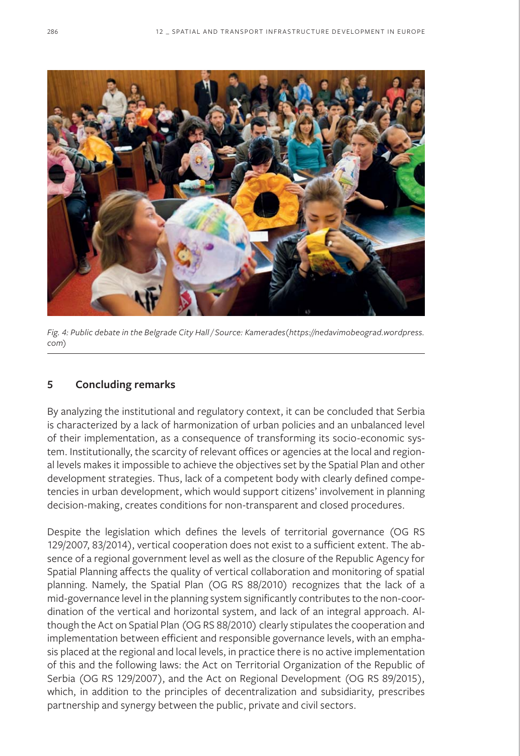*Fig. 4: Public debate in the Belgrade City Hall / Source: Kamerades (https://nedavimobeograd.wordpress.com)*

## 5 Concluding remarks

By analyzing the institutional and regulatory context, it can be concluded that Serbia is characterized by a lack of harmonization of urban policies and an unbalanced level of their implementation, as a consequence of transforming its socio-economic system. Institutionally, the scarcity of relevant offices or agencies at the local and regional levels makes it impossible to achieve the objectives set by the Spatial Plan and other development strategies. Thus, lack of a competent body with clearly defined competencies in urban development, which would support citizens' involvement in planning decision-making, creates conditions for non-transparent and closed procedures.

Despite the legislation which defines the levels of territorial governance (OG RS 129/2007, 83/2014), vertical cooperation does not exist to a sufficient extent. The absence of a regional government level as well as the closure of the Republic Agency for Spatial Planning affects the quality of vertical collaboration and monitoring of spatial planning. Namely, the Spatial Plan (OG RS 88/2010) recognizes that the lack of a mid-governance level in the planning system significantly contributes to the non-coordination of the vertical and horizontal system, and lack of an integral approach. Although the Act on Spatial Plan (OG RS 88/2010) clearly stipulates the cooperation and implementation between efficient and responsible governance levels, with an emphasis placed at the regional and local levels, in practice there is no active implementation of this and the following laws: the Act on Territorial Organization of the Republic of Serbia (OG RS 129/2007), and the Act on Regional Development (OG RS 89/2015), which, in addition to the principles of decentralization and subsidiarity, prescribes partnership and synergy between the public, private and civil sectors.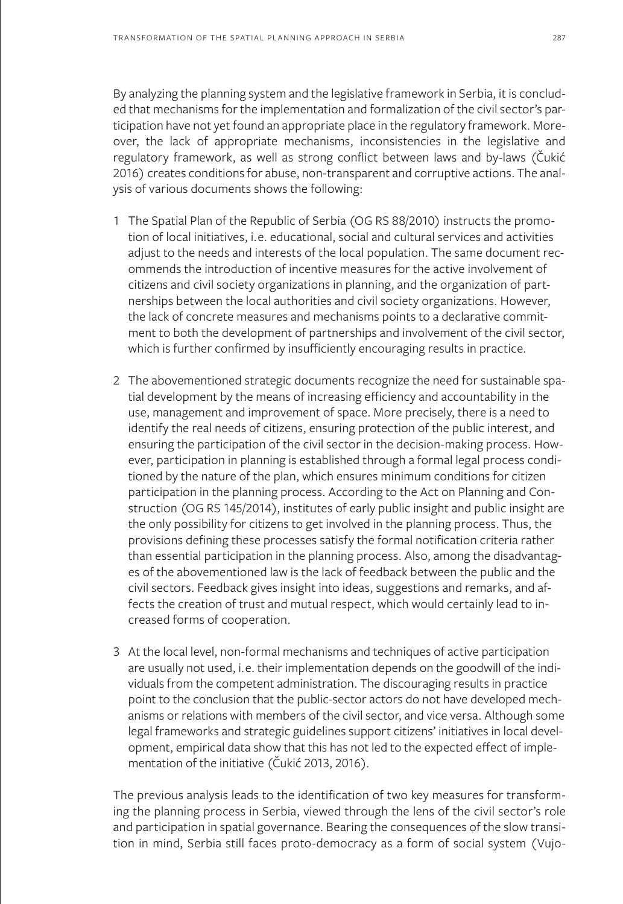By analyzing the planning system and the legislative framework in Serbia, it is concluded that mechanisms for the implementation and formalization of the civil sector's participation have not yet found an appropriate place in the regulatory framework. Moreover, the lack of appropriate mechanisms, inconsistencies in the legislative and regulatory framework, as well as strong conflict between laws and by-laws (Čukić 2016) creates conditions for abuse, non-transparent and corruptive actions. The analysis of various documents shows the following:

1. The Spatial Plan of the Republic of Serbia (OG RS 88/2010) instructs the promotion of local initiatives, i.e. educational, social and cultural services and activities adjust to the needs and interests of the local population. The same document recommends the introduction of incentive measures for the active involvement of citizens and civil society organizations in planning, and the organization of partnerships between the local authorities and civil society organizations. However, the lack of concrete measures and mechanisms points to a declarative commitment to both the development of partnerships and involvement of the civil sector, which is further confirmed by insufficiently encouraging results in practice.

2. The abovementioned strategic documents recognize the need for sustainable spatial development by the means of increasing efficiency and accountability in the use, management and improvement of space. More precisely, there is a need to identify the real needs of citizens, ensuring protection of the public interest, and ensuring the participation of the civil sector in the decision-making process. However, participation in planning is established through a formal legal process conditioned by the nature of the plan, which ensures minimum conditions for citizen participation in the planning process. According to the Act on Planning and Construction (OG RS 145/2014), institutes of early public insight and public insight are the only possibility for citizens to get involved in the planning process. Thus, the provisions defining these processes satisfy the formal notification criteria rather than essential participation in the planning process. Also, among the disadvantages of the abovementioned law is the lack of feedback between the public and the civil sectors. Feedback gives insight into ideas, suggestions and remarks, and affects the creation of trust and mutual respect, which would certainly lead to increased forms of cooperation.

3. At the local level, non-formal mechanisms and techniques of active participation are usually not used, i.e. their implementation depends on the goodwill of the individuals from the competent administration. The discouraging results in practice point to the conclusion that the public-sector actors do not have developed mechanisms or relations with members of the civil sector, and vice versa. Although some legal frameworks and strategic guidelines support citizens' initiatives in local development, empirical data show that this has not led to the expected effect of implementation of the initiative (Čukić 2013, 2016).

The previous analysis leads to the identification of two key measures for transforming the planning process in Serbia, viewed through the lens of the civil sector's role and participation in spatial governance. Bearing the consequences of the slow transition in mind, Serbia still faces proto-democracy as a form of social system (Vujo-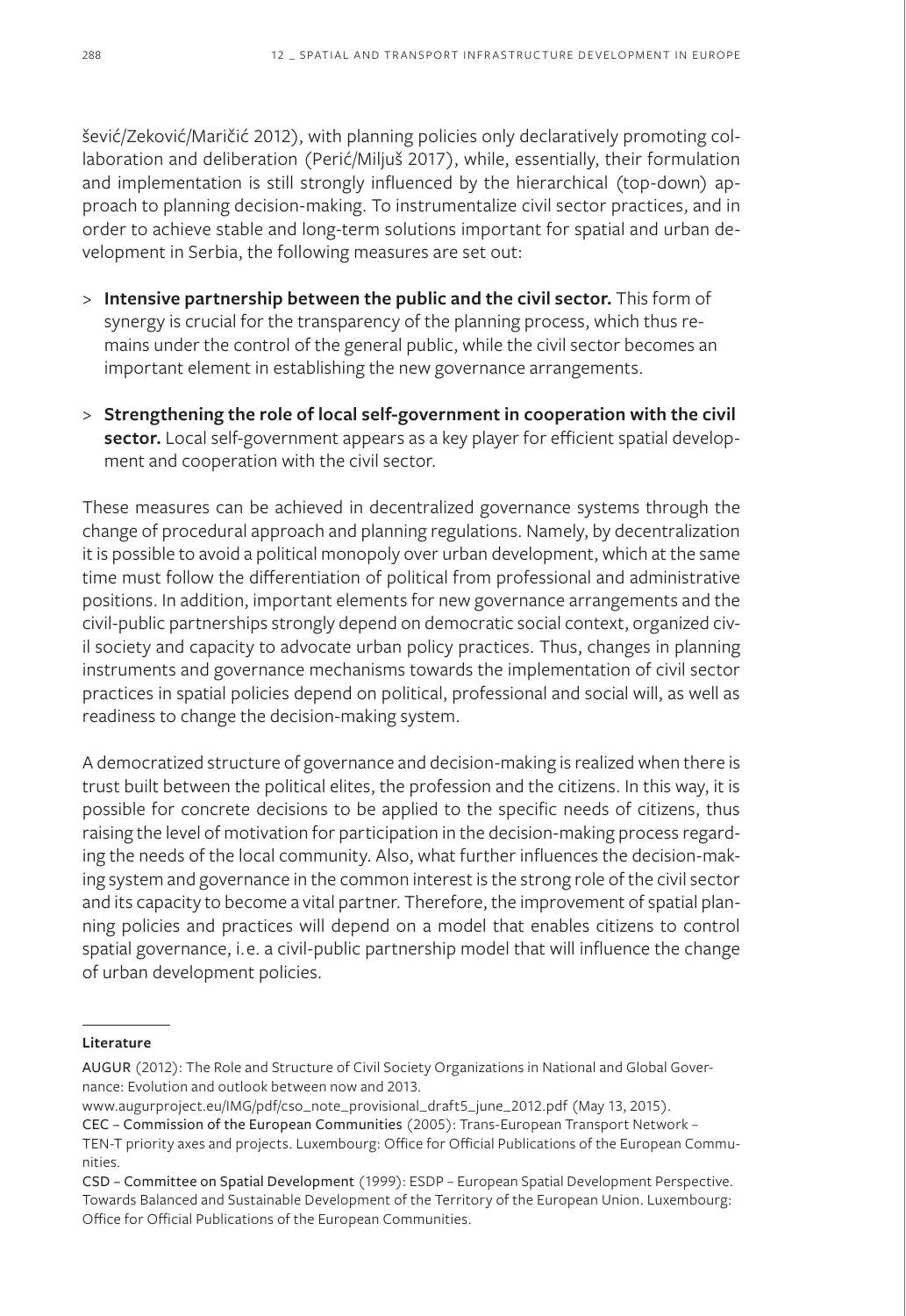šević/Zeković/Maričić 2012), with planning policies only declaratively promoting collaboration and deliberation (Perić/Miljuš 2017), while, essentially, their formulation and implementation is still strongly influenced by the hierarchical (top-down) approach to planning decision-making. To instrumentalize civil sector practices, and in order to achieve stable and long-term solutions important for spatial and urban development in Serbia, the following measures are set out:

> **Intensive partnership between the public and the civil sector.** This form of synergy is crucial for the transparency of the planning process, which thus remains under the control of the general public, while the civil sector becomes an important element in establishing the new governance arrangements.

> **Strengthening the role of local self-government in cooperation with the civil sector.** Local self-government appears as a key player for efficient spatial development and cooperation with the civil sector.

These measures can be achieved in decentralized governance systems through the change of procedural approach and planning regulations. Namely, by decentralization it is possible to avoid a political monopoly over urban development, which at the same time must follow the differentiation of political from professional and administrative positions. In addition, important elements for new governance arrangements and the civil-public partnerships strongly depend on democratic social context, organized civil society and capacity to advocate urban policy practices. Thus, changes in planning instruments and governance mechanisms towards the implementation of civil sector practices in spatial policies depend on political, professional and social will, as well as readiness to change the decision-making system.

A democratized structure of governance and decision-making is realized when there is trust built between the political elites, the profession and the citizens. In this way, it is possible for concrete decisions to be applied to the specific needs of citizens, thus raising the level of motivation for participation in the decision-making process regarding the needs of the local community. Also, what further influences the decision-making system and governance in the common interest is the strong role of the civil sector and its capacity to become a vital partner. Therefore, the improvement of spatial planning policies and practices will depend on a model that enables citizens to control spatial governance, i.e. a civil-public partnership model that will influence the change of urban development policies.

**Literature**

AUGUR (2012): The Role and Structure of Civil Society Organizations in National and Global Governance: Evolution and outlook between now and 2013.
www.augurproject.eu/IMG/pdf/cso_note_provisional_draft5_june_2012.pdf (May 13, 2015).

CEC – Commission of the European Communities (2005): Trans-European Transport Network – TEN-T priority axes and projects. Luxembourg: Office for Official Publications of the European Communities.

CSD – Committee on Spatial Development (1999): ESDP – European Spatial Development Perspective. Towards Balanced and Sustainable Development of the Territory of the European Union. Luxembourg: Office for Official Publications of the European Communities.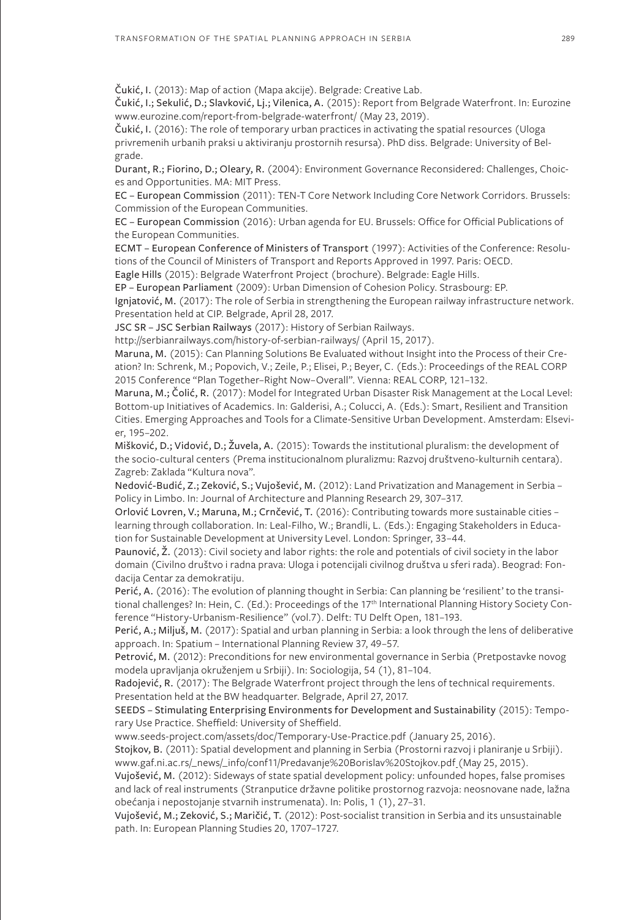Čukić, I. (2013): Map of action (Mapa akcije). Belgrade: Creative Lab.

Čukić, I.; Sekulić, D.; Slavković, Lj.; Vilenica, A. (2015): Report from Belgrade Waterfront. In: Eurozine www.eurozine.com/report-from-belgrade-waterfront/ (May 23, 2019).

Čukić, I. (2016): The role of temporary urban practices in activating the spatial resources (Uloga privremenih urbanih praksi u aktiviranju prostornih resursa). PhD diss. Belgrade: University of Belgrade.

Durant, R.; Fiorino, D.; Oleary, R. (2004): Environment Governance Reconsidered: Challenges, Choices and Opportunities. MA: MIT Press.

EC – European Commission (2011): TEN-T Core Network Including Core Network Corridors. Brussels: Commission of the European Communities.

EC – European Commission (2016): Urban agenda for EU. Brussels: Office for Official Publications of the European Communities.

ECMT – European Conference of Ministers of Transport (1997): Activities of the Conference: Resolutions of the Council of Ministers of Transport and Reports Approved in 1997. Paris: OECD.

Eagle Hills (2015): Belgrade Waterfront Project (brochure). Belgrade: Eagle Hills.

EP – European Parliament (2009): Urban Dimension of Cohesion Policy. Strasbourg: EP.

Ignjatović, M. (2017): The role of Serbia in strengthening the European railway infrastructure network. Presentation held at CIP. Belgrade, April 28, 2017.

JSC SR – JSC Serbian Railways (2017): History of Serbian Railways. http://serbianrailways.com/history-of-serbian-railways/ (April 15, 2017).

Maruna, M. (2015): Can Planning Solutions Be Evaluated without Insight into the Process of their Creation? In: Schrenk, M.; Popovich, V.; Zeile, P.; Elisei, P.; Beyer, C. (Eds.): Proceedings of the REAL CORP 2015 Conference "Plan Together–Right Now–Overall". Vienna: REAL CORP, 121–132.

Maruna, M.; Čolić, R. (2017): Model for Integrated Urban Disaster Risk Management at the Local Level: Bottom-up Initiatives of Academics. In: Galderisi, A.; Colucci, A. (Eds.): Smart, Resilient and Transition Cities. Emerging Approaches and Tools for a Climate-Sensitive Urban Development. Amsterdam: Elsevier, 195–202.

Mišković, D.; Vidović, D.; Žuvela, A. (2015): Towards the institutional pluralism: the development of the socio-cultural centers (Prema institucionalnom pluralizmu: Razvoj društveno-kulturnih centara). Zagreb: Zaklada "Kultura nova".

Nedović-Budić, Z.; Zeković, S.; Vujošević, M. (2012): Land Privatization and Management in Serbia – Policy in Limbo. In: Journal of Architecture and Planning Research 29, 307–317.

Orlović Lovren, V.; Maruna, M.; Crnčević, T. (2016): Contributing towards more sustainable cities – learning through collaboration. In: Leal-Filho, W.; Brandli, L. (Eds.): Engaging Stakeholders in Education for Sustainable Development at University Level. London: Springer, 33–44.

Paunović, Ž. (2013): Civil society and labor rights: the role and potentials of civil society in the labor domain (Civilno društvo i radna prava: Uloga i potencijali civilnog društva u sferi rada). Beograd: Fondacija Centar za demokratiju.

Perić, A. (2016): The evolution of planning thought in Serbia: Can planning be 'resilient' to the transitional challenges? In: Hein, C. (Ed.): Proceedings of the 17th International Planning History Society Conference "History-Urbanism-Resilience" (vol.7). Delft: TU Delft Open, 181–193.

Perić, A.; Miljuš, M. (2017): Spatial and urban planning in Serbia: a look through the lens of deliberative approach. In: Spatium – International Planning Review 37, 49–57.

Petrović, M. (2012): Preconditions for new environmental governance in Serbia (Pretpostavke novog modela upravljanja okruženjem u Srbiji). In: Sociologija, 54 (1), 81–104.

Radojević, R. (2017): The Belgrade Waterfront project through the lens of technical requirements. Presentation held at the BW headquarter. Belgrade, April 27, 2017.

SEEDS – Stimulating Enterprising Environments for Development and Sustainability (2015): Temporary Use Practice. Sheffield: University of Sheffield. www.seeds-project.com/assets/doc/Temporary-Use-Practice.pdf (January 25, 2016).

Stojkov, B. (2011): Spatial development and planning in Serbia (Prostorni razvoj i planiranje u Srbiji). www.gaf.ni.ac.rs/_news/_info/conf11/Predavanje%20Borislav%20Stojkov.pdf (May 25, 2015).

Vujošević, M. (2012): Sideways of state spatial development policy: unfounded hopes, false promises and lack of real instruments (Stranputice državne politike prostornog razvoja: neosnovane nade, lažna obećanja i nepostojanje stvarnih instrumenata). In: Polis, 1 (1), 27–31.

Vujošević, M.; Zeković, S.; Maričić, T. (2012): Post-socialist transition in Serbia and its unsustainable path. In: European Planning Studies 20, 1707–1727.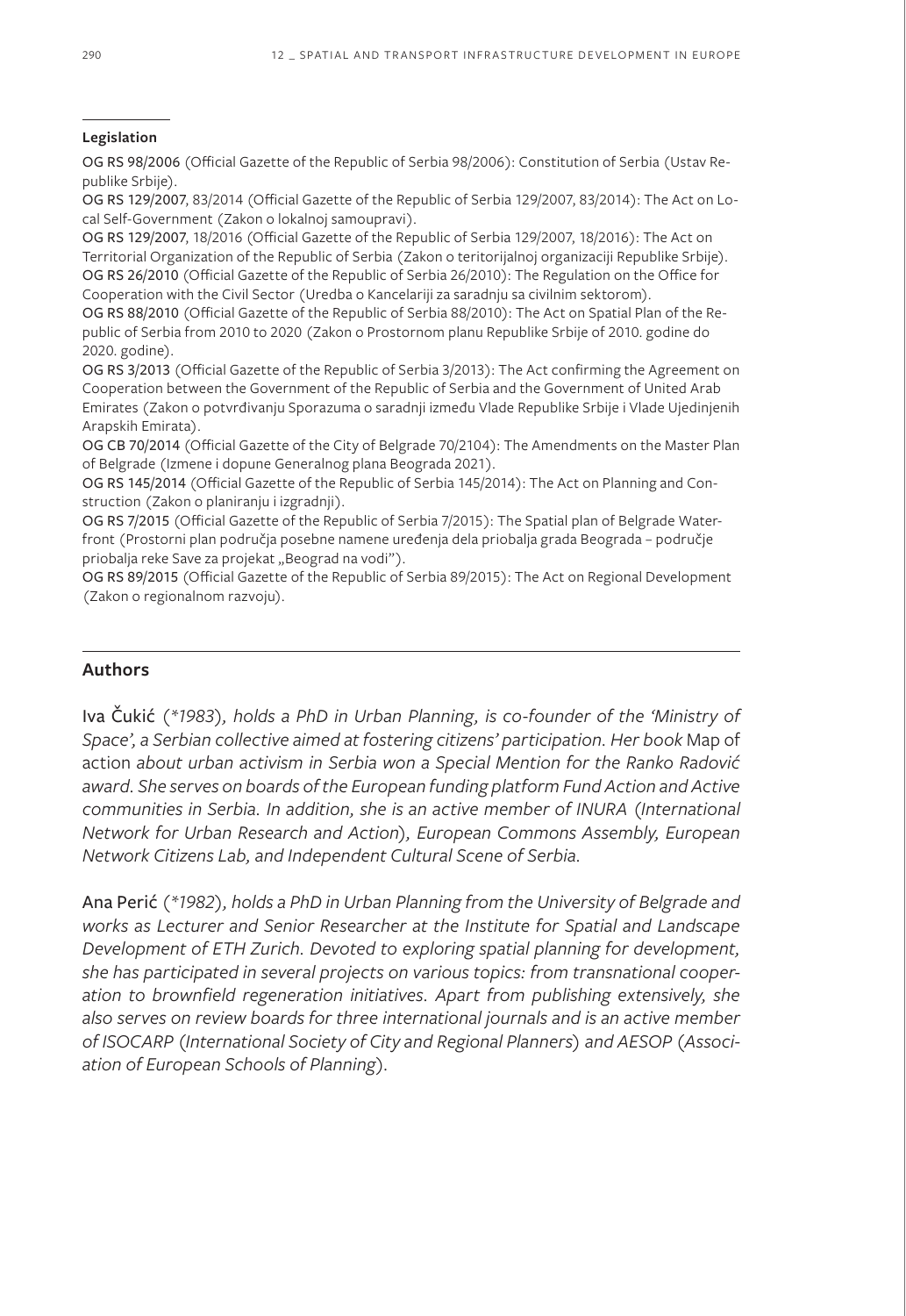### Legislation

**OG RS 98/2006** (Official Gazette of the Republic of Serbia 98/2006): Constitution of Serbia (Ustav Republike Srbije).

**OG RS 129/2007**, 83/2014 (Official Gazette of the Republic of Serbia 129/2007, 83/2014): The Act on Local Self-Government (Zakon o lokalnoj samoupravi).

**OG RS 129/2007**, 18/2016 (Official Gazette of the Republic of Serbia 129/2007, 18/2016): The Act on Territorial Organization of the Republic of Serbia (Zakon o teritorijalnoj organizaciji Republike Srbije).

**OG RS 26/2010** (Official Gazette of the Republic of Serbia 26/2010): The Regulation on the Office for Cooperation with the Civil Sector (Uredba o Kancelariji za saradnju sa civilnim sektorom).

**OG RS 88/2010** (Official Gazette of the Republic of Serbia 88/2010): The Act on Spatial Plan of the Republic of Serbia from 2010 to 2020 (Zakon o Prostornom planu Republike Srbije of 2010. godine do 2020. godine).

**OG RS 3/2013** (Official Gazette of the Republic of Serbia 3/2013): The Act confirming the Agreement on Cooperation between the Government of the Republic of Serbia and the Government of United Arab Emirates (Zakon o potvrđivanju Sporazuma o saradnji između Vlade Republike Srbije i Vlade Ujedinjenih Arapskih Emirata).

**OG CB 70/2014** (Official Gazette of the City of Belgrade 70/2104): The Amendments on the Master Plan of Belgrade (Izmene i dopune Generalnog plana Beograda 2021).

**OG RS 145/2014** (Official Gazette of the Republic of Serbia 145/2014): The Act on Planning and Construction (Zakon o planiranju i izgradnji).

**OG RS 7/2015** (Official Gazette of the Republic of Serbia 7/2015): The Spatial plan of Belgrade Waterfront (Prostorni plan područja posebne namene uređenja dela priobalja grada Beograda – područje priobalja reke Save za projekat „Beograd na vodi").

**OG RS 89/2015** (Official Gazette of the Republic of Serbia 89/2015): The Act on Regional Development (Zakon o regionalnom razvoju).

## Authors

Iva Čukić (*\*1983*), *holds a PhD in Urban Planning, is co-founder of the 'Ministry of Space', a Serbian collective aimed at fostering citizens' participation. Her book* Map of action *about urban activism in Serbia won a Special Mention for the Ranko Radović award. She serves on boards of the European funding platform Fund Action and Active communities in Serbia. In addition, she is an active member of INURA (International Network for Urban Research and Action), European Commons Assembly, European Network Citizens Lab, and Independent Cultural Scene of Serbia.*

Ana Perić (*\*1982*), *holds a PhD in Urban Planning from the University of Belgrade and works as Lecturer and Senior Researcher at the Institute for Spatial and Landscape Development of ETH Zurich. Devoted to exploring spatial planning for development, she has participated in several projects on various topics: from transnational cooperation to brownfield regeneration initiatives. Apart from publishing extensively, she also serves on review boards for three international journals and is an active member of ISOCARP (International Society of City and Regional Planners) and AESOP (Association of European Schools of Planning).*